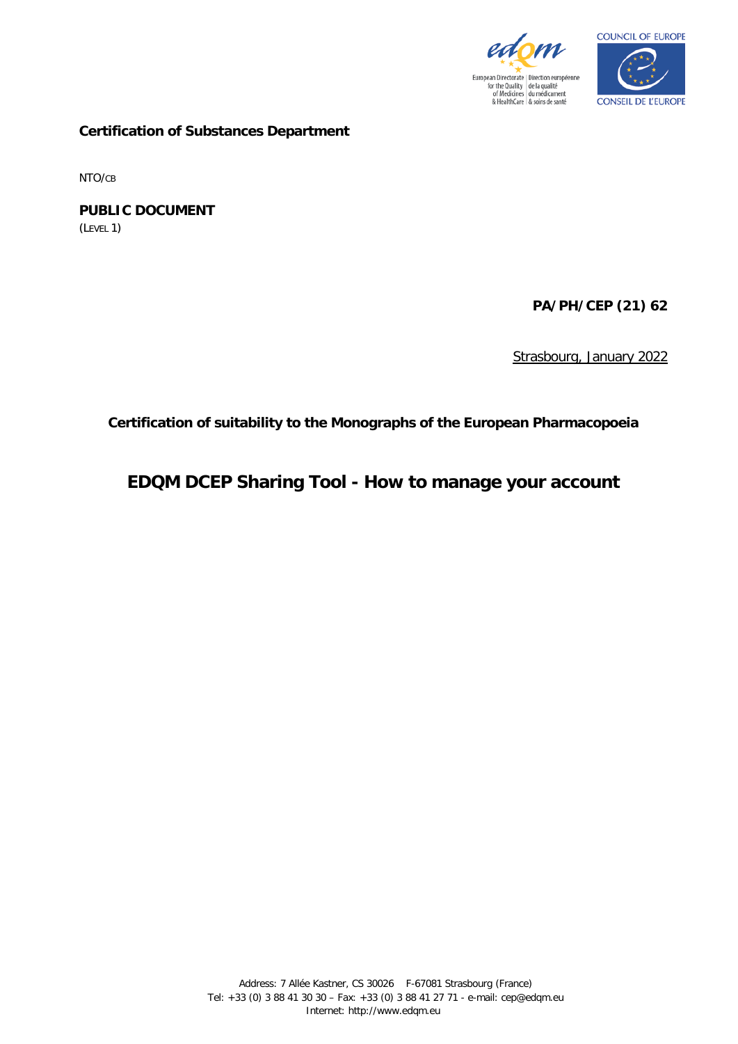**Certification of Substances Department**

NTO/CB

**PUBLIC DOCUMENT**
(LEVEL 1)

**PA/PH/CEP (21) 62**

Strasbourg, January 2022

**Certification of suitability to the Monographs of the European Pharmacopoeia**

# EDQM DCEP Sharing Tool - How to manage your account

Address: 7 Allée Kastner, CS 30026 F-67081 Strasbourg (France)
Tel: +33 (0) 3 88 41 30 30 – Fax: +33 (0) 3 88 41 27 71 - e-mail: cep@edqm.eu
Internet: http://www.edqm.eu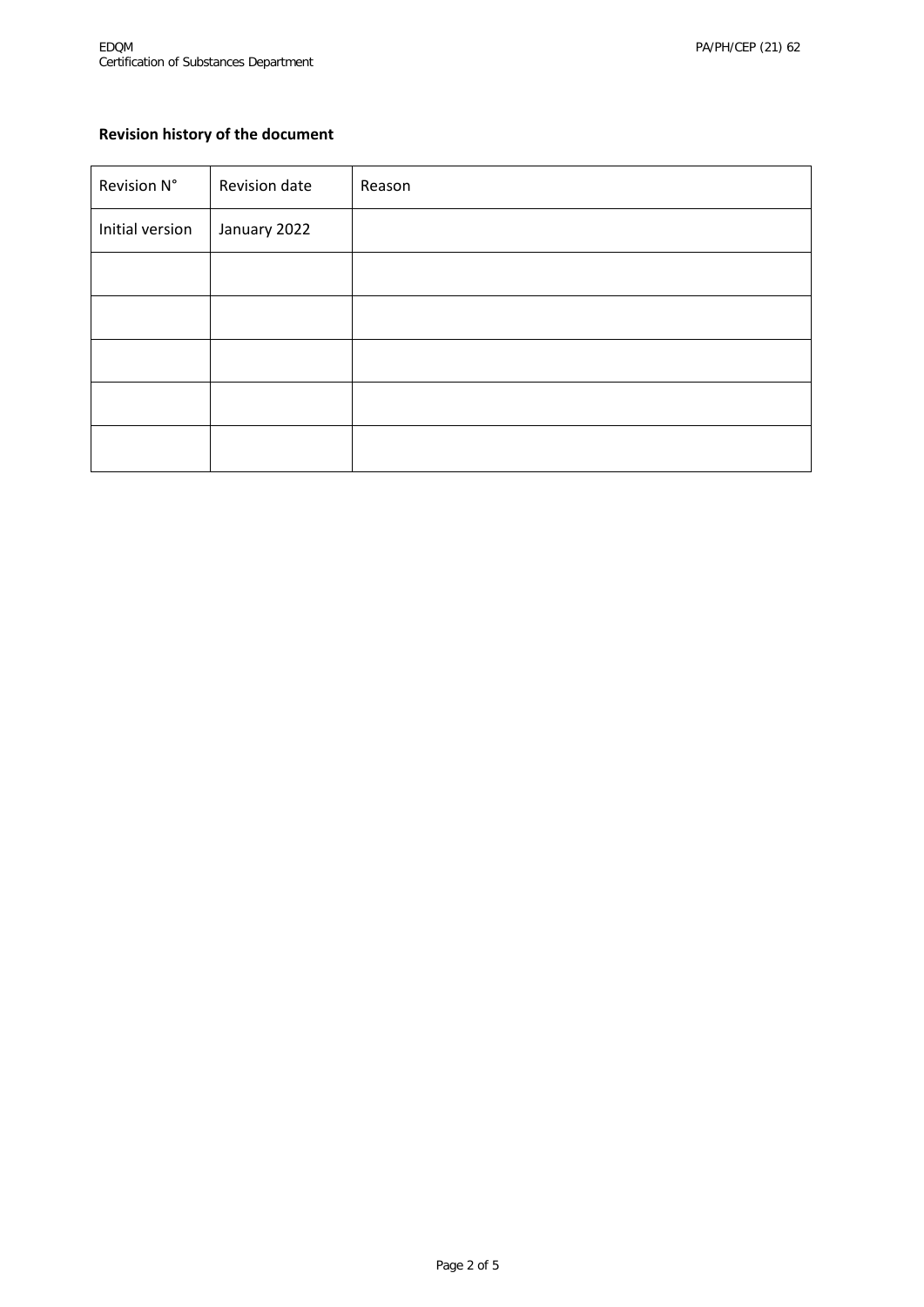**Revision history of the document**

| Revision N° | Revision date | Reason |
| --- | --- | --- |
| Initial version | January 2022 | |
| | | |
| | | |
| | | |
| | | |
| | | |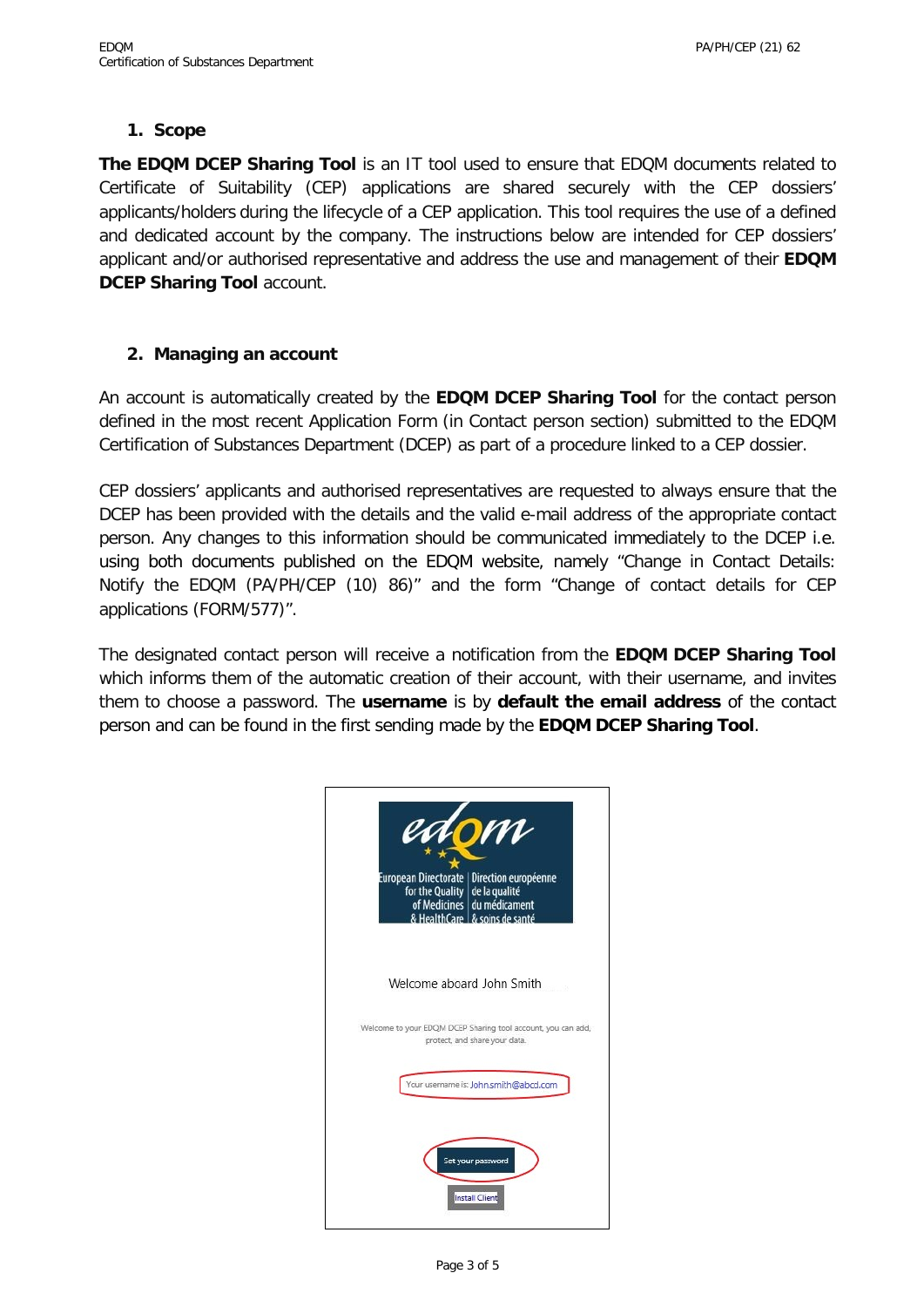## 1. Scope

**The EDQM DCEP Sharing Tool** is an IT tool used to ensure that EDQM documents related to Certificate of Suitability (CEP) applications are shared securely with the CEP dossiers' applicants/holders during the lifecycle of a CEP application. This tool requires the use of a defined and dedicated account by the company. The instructions below are intended for CEP dossiers' applicant and/or authorised representative and address the use and management of their **EDQM DCEP Sharing Tool** account.

## 2. Managing an account

An account is automatically created by the **EDQM DCEP Sharing Tool** for the contact person defined in the most recent Application Form (in Contact person section) submitted to the EDQM Certification of Substances Department (DCEP) as part of a procedure linked to a CEP dossier.

CEP dossiers' applicants and authorised representatives are requested to always ensure that the DCEP has been provided with the details and the valid e-mail address of the appropriate contact person. Any changes to this information should be communicated immediately to the DCEP i.e. using both documents published on the EDQM website, namely "Change in Contact Details: Notify the EDQM (PA/PH/CEP (10) 86)" and the form "Change of contact details for CEP applications (FORM/577)".

The designated contact person will receive a notification from the **EDQM DCEP Sharing Tool** which informs them of the automatic creation of their account, with their username, and invites them to choose a password. The **username** is by **default the email address** of the contact person and can be found in the first sending made by the **EDQM DCEP Sharing Tool**.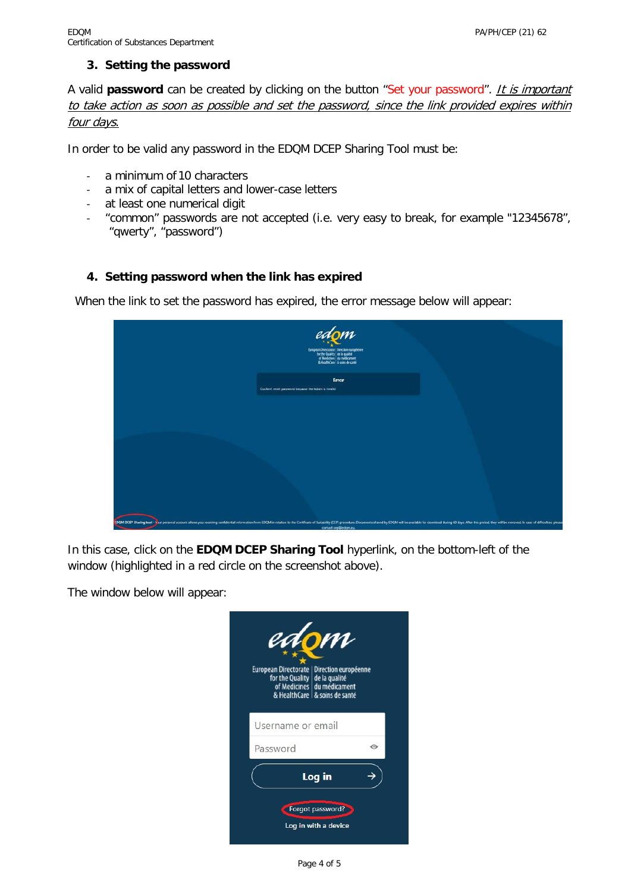### 3. Setting the password

A valid **password** can be created by clicking on the button "Set your password". *<u>It is important to take action as soon as possible and set the password, since the link provided expires within four days.</u>*

In order to be valid any password in the EDQM DCEP Sharing Tool must be:

- a minimum of 10 characters
- a mix of capital letters and lower-case letters
- at least one numerical digit
- "common" passwords are not accepted (i.e. very easy to break, for example "12345678", "qwerty", "password")

### 4. Setting password when the link has expired

When the link to set the password has expired, the error message below will appear:

In this case, click on the **EDQM DCEP Sharing Tool** hyperlink, on the bottom-left of the window (highlighted in a red circle on the screenshot above).

The window below will appear: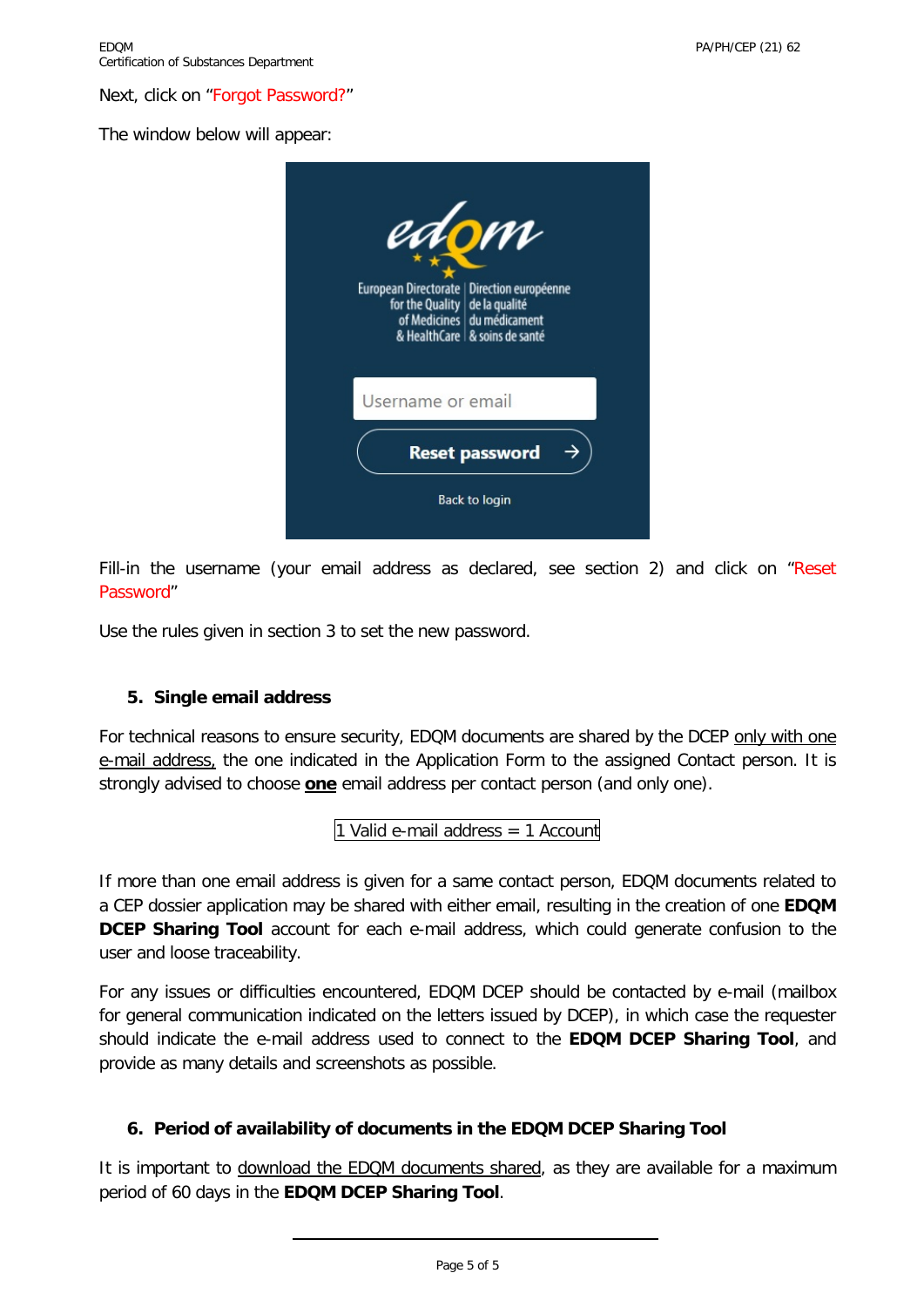Next, click on “Forgot Password?”

The window below will appear:

Fill-in the username (your email address as declared, see section 2) and click on “Reset Password”

Use the rules given in section 3 to set the new password.

## 5. Single email address

For technical reasons to ensure security, EDQM documents are shared by the DCEP only with one e-mail address, the one indicated in the Application Form to the assigned Contact person. It is strongly advised to choose **one** email address per contact person (and only one).

1 Valid e-mail address = 1 Account

If more than one email address is given for a same contact person, EDQM documents related to a CEP dossier application may be shared with either email, resulting in the creation of one **EDQM DCEP Sharing Tool** account for each e-mail address, which could generate confusion to the user and loose traceability.

For any issues or difficulties encountered, EDQM DCEP should be contacted by e-mail (mailbox for general communication indicated on the letters issued by DCEP), in which case the requester should indicate the e-mail address used to connect to the **EDQM DCEP Sharing Tool**, and provide as many details and screenshots as possible.

## 6. Period of availability of documents in the EDQM DCEP Sharing Tool

It is important to download the EDQM documents shared, as they are available for a maximum period of 60 days in the **EDQM DCEP Sharing Tool**.